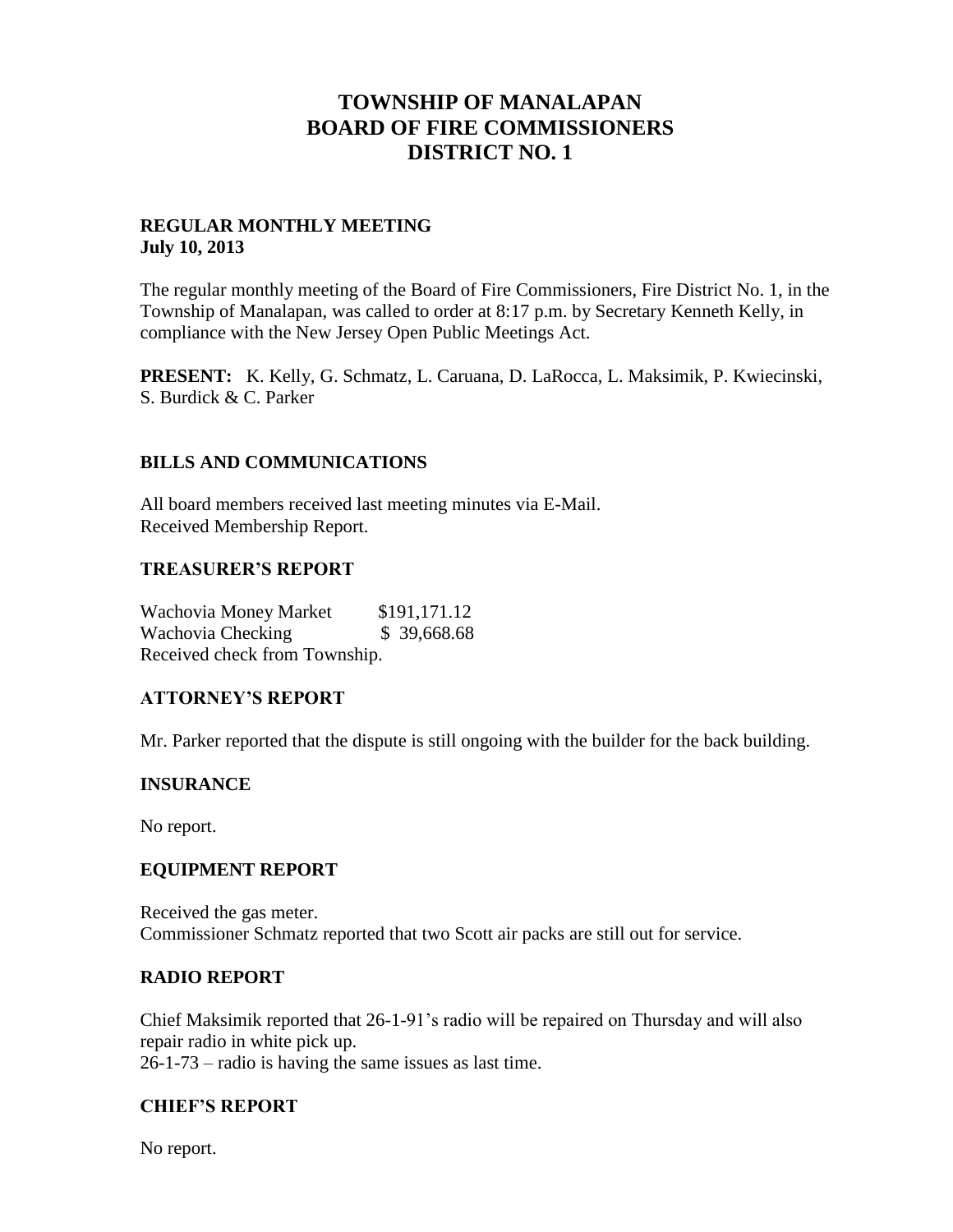# TOWNSHIP OF MANALAPAN
# BOARD OF FIRE COMMISSIONERS
# DISTRICT NO. 1

**REGULAR MONTHLY MEETING**
**July 10, 2013**

The regular monthly meeting of the Board of Fire Commissioners, Fire District No. 1, in the Township of Manalapan, was called to order at 8:17 p.m. by Secretary Kenneth Kelly, in compliance with the New Jersey Open Public Meetings Act.

**PRESENT:** K. Kelly, G. Schmatz, L. Caruana, D. LaRocca, L. Maksimik, P. Kwiecinski, S. Burdick & C. Parker

## BILLS AND COMMUNICATIONS

All board members received last meeting minutes via E-Mail.
Received Membership Report.

## TREASURER'S REPORT

Wachovia Money Market $191,171.12
Wachovia Checking $ 39,668.68
Received check from Township.

## ATTORNEY'S REPORT

Mr. Parker reported that the dispute is still ongoing with the builder for the back building.

## INSURANCE

No report.

## EQUIPMENT REPORT

Received the gas meter.
Commissioner Schmatz reported that two Scott air packs are still out for service.

## RADIO REPORT

Chief Maksimik reported that 26-1-91's radio will be repaired on Thursday and will also repair radio in white pick up.
26-1-73 – radio is having the same issues as last time.

## CHIEF'S REPORT

No report.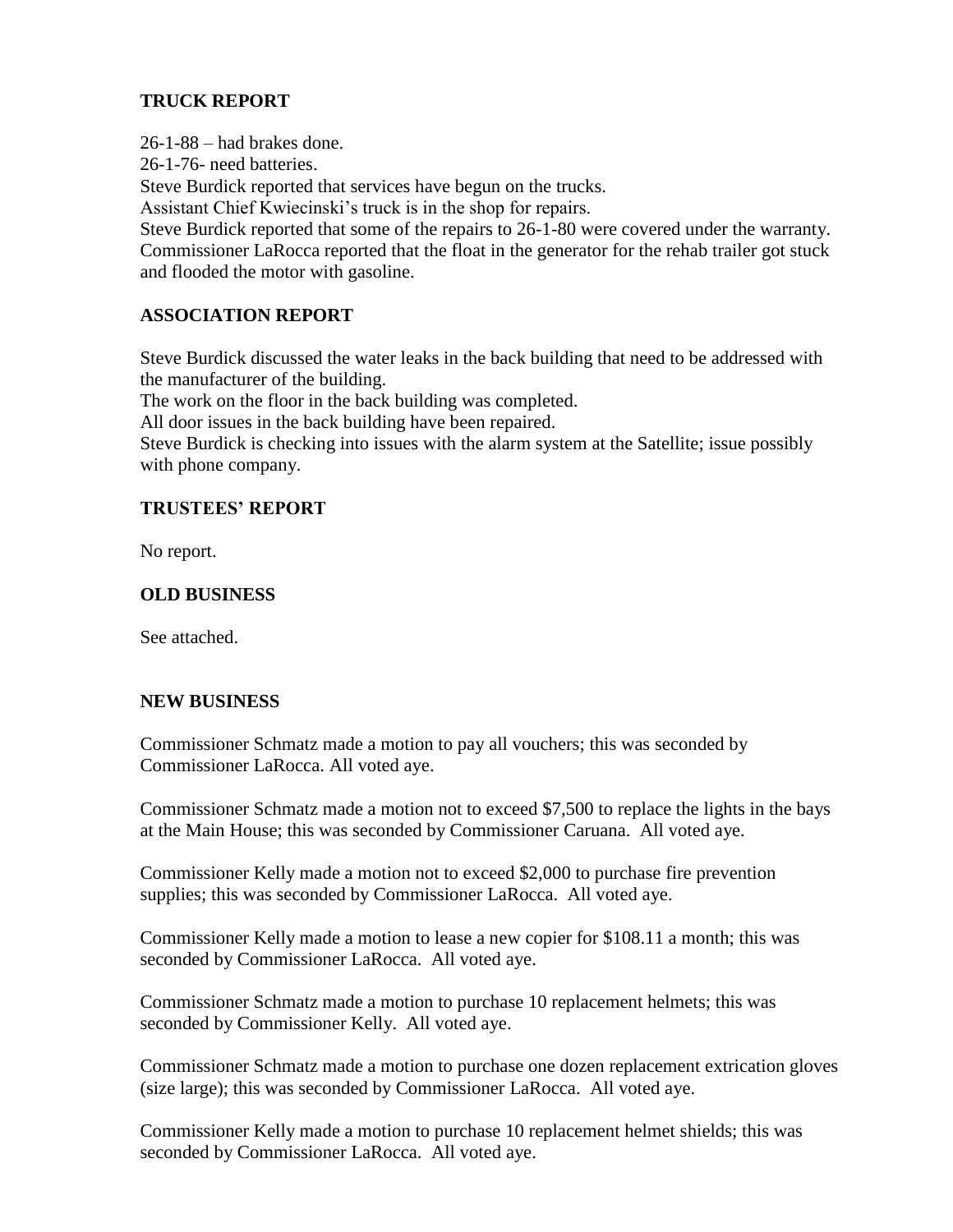## TRUCK REPORT

26-1-88 – had brakes done.
26-1-76- need batteries.
Steve Burdick reported that services have begun on the trucks.
Assistant Chief Kwiecinski's truck is in the shop for repairs.
Steve Burdick reported that some of the repairs to 26-1-80 were covered under the warranty.
Commissioner LaRocca reported that the float in the generator for the rehab trailer got stuck and flooded the motor with gasoline.

## ASSOCIATION REPORT

Steve Burdick discussed the water leaks in the back building that need to be addressed with the manufacturer of the building.
The work on the floor in the back building was completed.
All door issues in the back building have been repaired.
Steve Burdick is checking into issues with the alarm system at the Satellite; issue possibly with phone company.

## TRUSTEES' REPORT

No report.

## OLD BUSINESS

See attached.

## NEW BUSINESS

Commissioner Schmatz made a motion to pay all vouchers; this was seconded by Commissioner LaRocca. All voted aye.

Commissioner Schmatz made a motion not to exceed $7,500 to replace the lights in the bays at the Main House; this was seconded by Commissioner Caruana. All voted aye.

Commissioner Kelly made a motion not to exceed $2,000 to purchase fire prevention supplies; this was seconded by Commissioner LaRocca. All voted aye.

Commissioner Kelly made a motion to lease a new copier for $108.11 a month; this was seconded by Commissioner LaRocca. All voted aye.

Commissioner Schmatz made a motion to purchase 10 replacement helmets; this was seconded by Commissioner Kelly. All voted aye.

Commissioner Schmatz made a motion to purchase one dozen replacement extrication gloves (size large); this was seconded by Commissioner LaRocca. All voted aye.

Commissioner Kelly made a motion to purchase 10 replacement helmet shields; this was seconded by Commissioner LaRocca. All voted aye.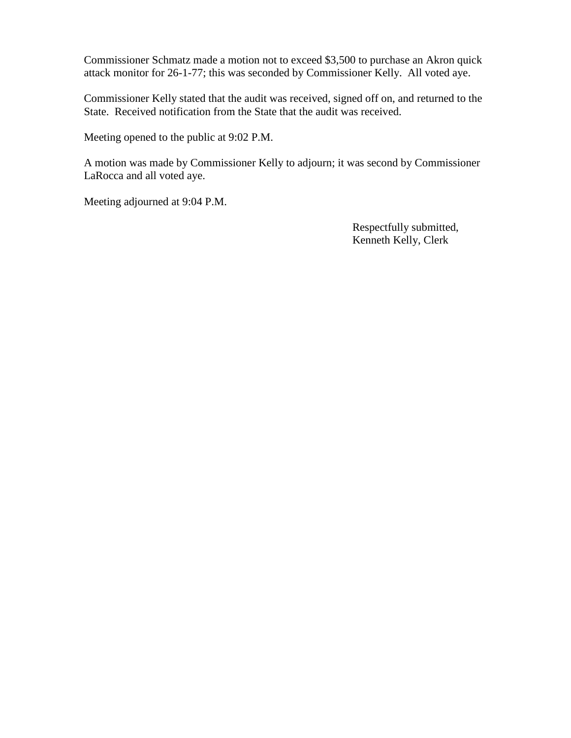Commissioner Schmatz made a motion not to exceed $3,500 to purchase an Akron quick attack monitor for 26-1-77; this was seconded by Commissioner Kelly. All voted aye.

Commissioner Kelly stated that the audit was received, signed off on, and returned to the State. Received notification from the State that the audit was received.

Meeting opened to the public at 9:02 P.M.

A motion was made by Commissioner Kelly to adjourn; it was second by Commissioner LaRocca and all voted aye.

Meeting adjourned at 9:04 P.M.

Respectfully submitted,
Kenneth Kelly, Clerk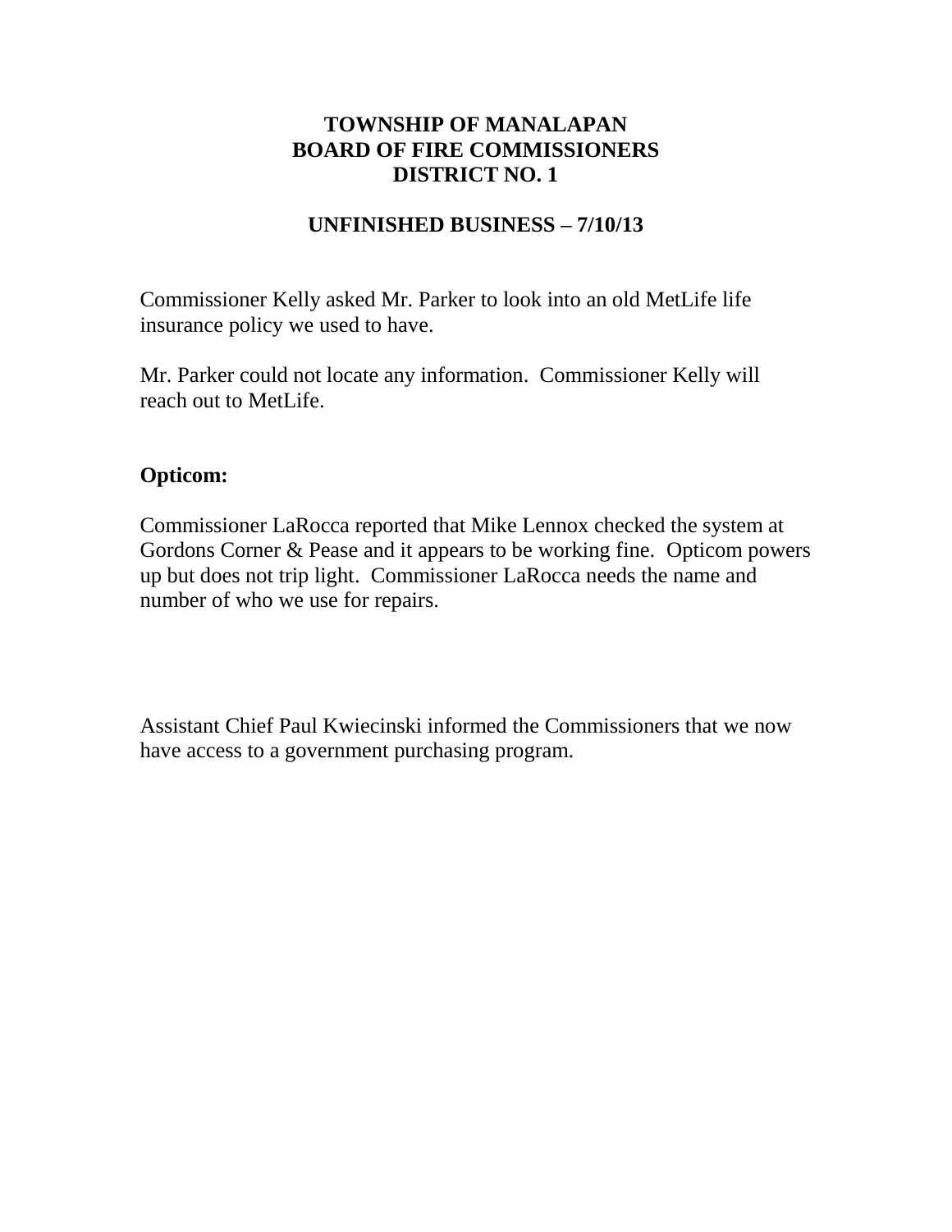**TOWNSHIP OF MANALAPAN**
**BOARD OF FIRE COMMISSIONERS**
**DISTRICT NO. 1**

**UNFINISHED BUSINESS – 7/10/13**

Commissioner Kelly asked Mr. Parker to look into an old MetLife life insurance policy we used to have.

Mr. Parker could not locate any information. Commissioner Kelly will reach out to MetLife.

**Opticom:**

Commissioner LaRocca reported that Mike Lennox checked the system at Gordons Corner & Pease and it appears to be working fine. Opticom powers up but does not trip light. Commissioner LaRocca needs the name and number of who we use for repairs.

Assistant Chief Paul Kwiecinski informed the Commissioners that we now have access to a government purchasing program.